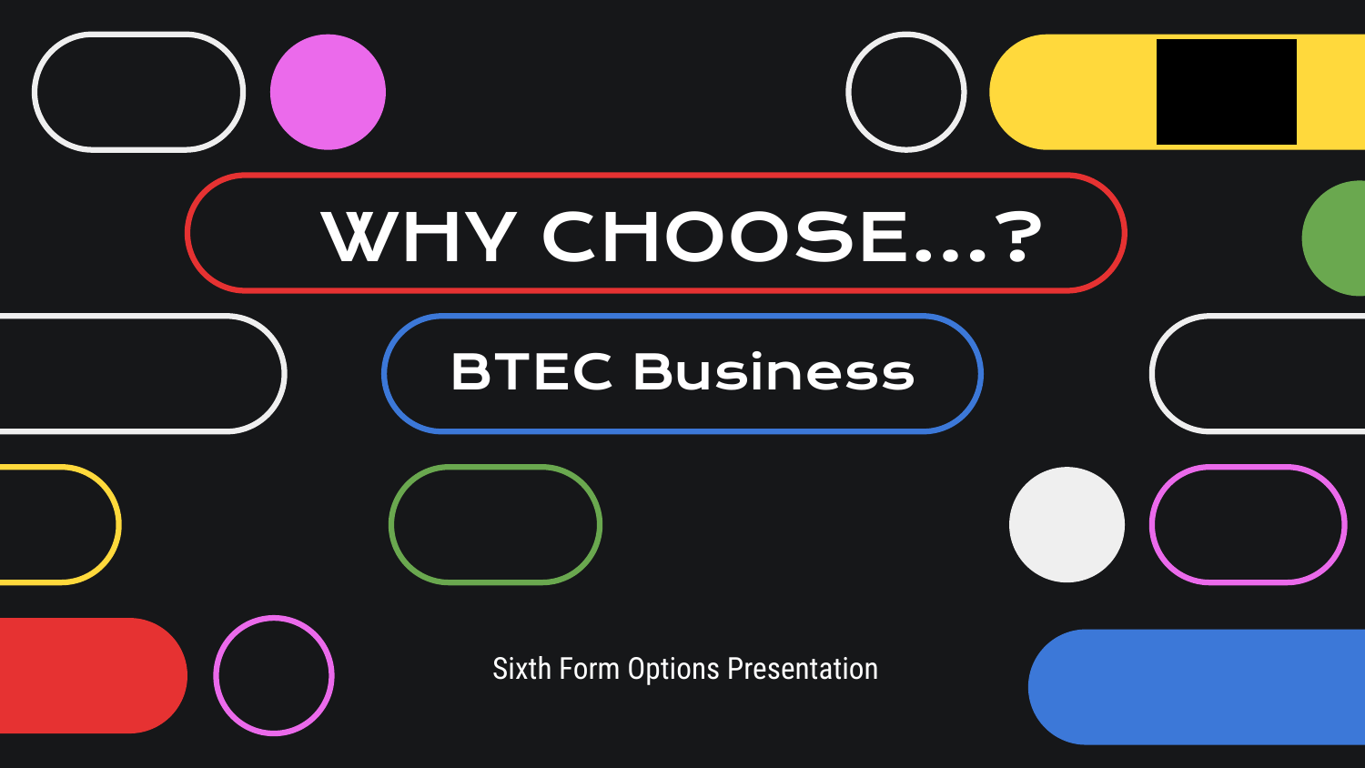# WHY CHOOSE...?

## BTEC Business

Sixth Form Options Presentation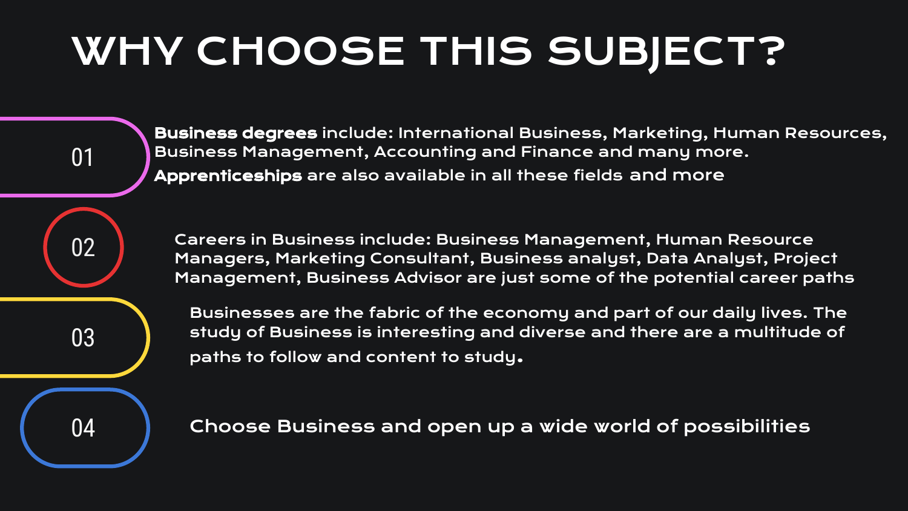# WHY CHOOSE THIS SUBJECT?

01

**Business degrees** include: International Business, Marketing, Human Resources, Business Management, Accounting and Finance and many more.

**Apprenticeships** are also available in all these fields and more

02

Careers in Business include: Business Management, Human Resource Managers, Marketing Consultant, Business analyst, Data Analyst, Project Management, Business Advisor are just some of the potential career paths

03

Businesses are the fabric of the economy and part of our daily lives. The study of Business is interesting and diverse and there are a multitude of paths to follow and content to study.

04

Choose Business and open up a wide world of possibilities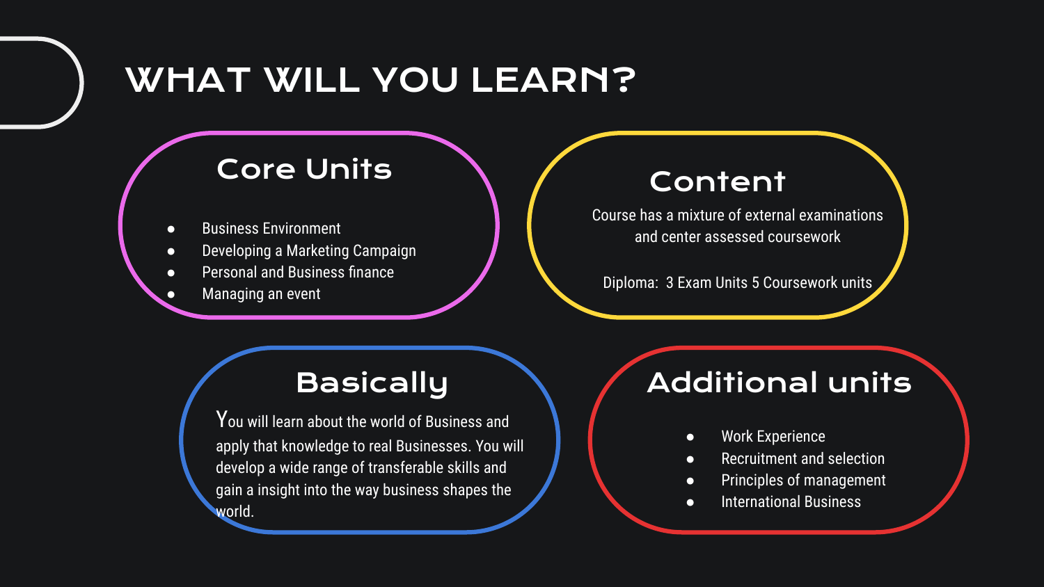# WHAT WILL YOU LEARN?

## Core Units

- Business Environment
- Developing a Marketing Campaign
- Personal and Business finance
- Managing an event

## Content

Course has a mixture of external examinations and center assessed coursework

Diploma: 3 Exam Units 5 Coursework units

## Basically

You will learn about the world of Business and apply that knowledge to real Businesses. You will develop a wide range of transferable skills and gain a insight into the way business shapes the world.

## Additional units

- Work Experience
- Recruitment and selection
- Principles of management
- International Business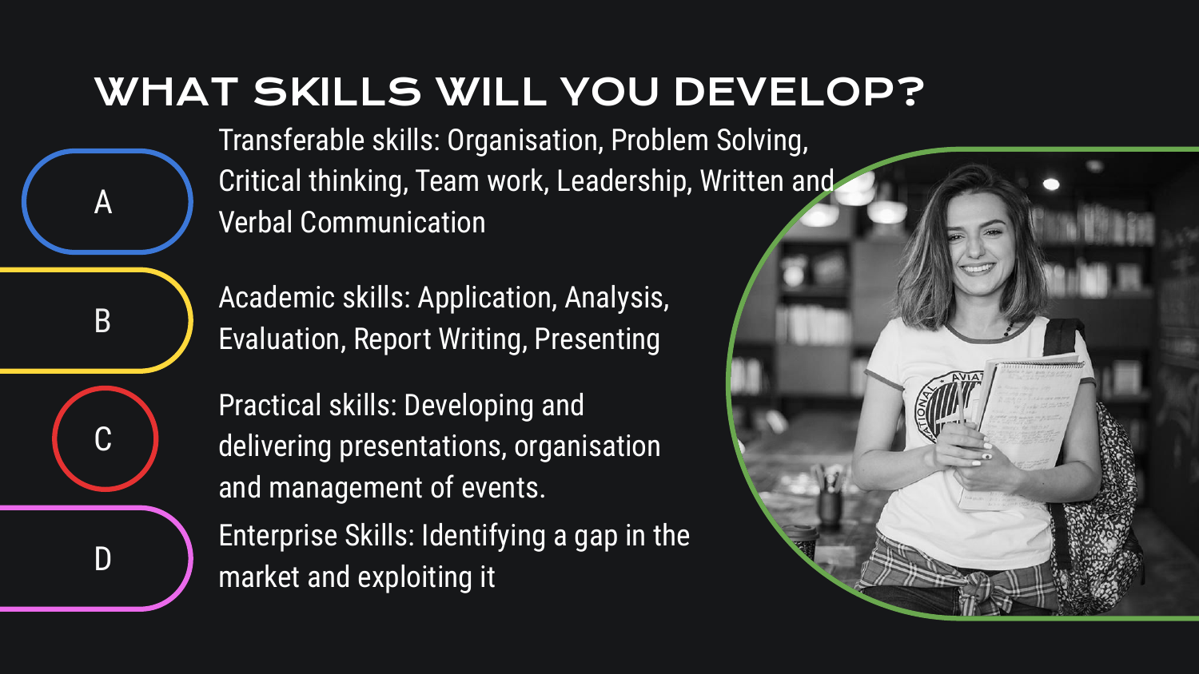# WHAT SKILLS WILL YOU DEVELOP?

- **A** — Transferable skills: Organisation, Problem Solving, Critical thinking, Team work, Leadership, Written and Verbal Communication
- **B** — Academic skills: Application, Analysis, Evaluation, Report Writing, Presenting
- **C** — Practical skills: Developing and delivering presentations, organisation and management of events.
- **D** — Enterprise Skills: Identifying a gap in the market and exploiting it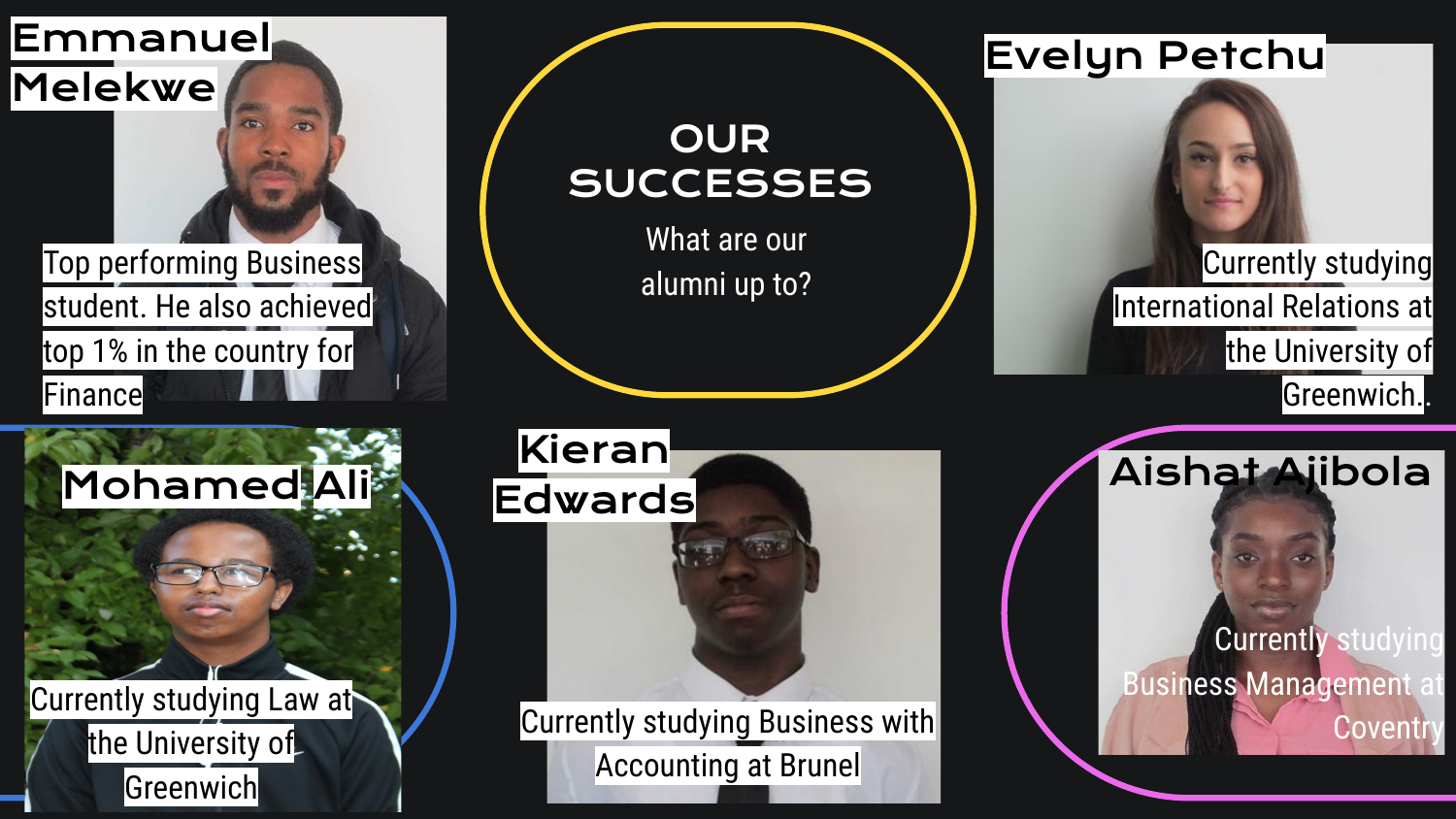# OUR SUCCESSES

What are our alumni up to?

## Emmanuel Melekwe

Top performing Business student. He also achieved top 1% in the country for Finance

## Evelyn Petchu

Currently studying International Relations at the University of Greenwich..

## Mohamed Ali

Currently studying Law at the University of Greenwich

## Kieran Edwards

Currently studying Business with Accounting at Brunel

## Aishat Ajibola

Currently studying Business Management at Coventry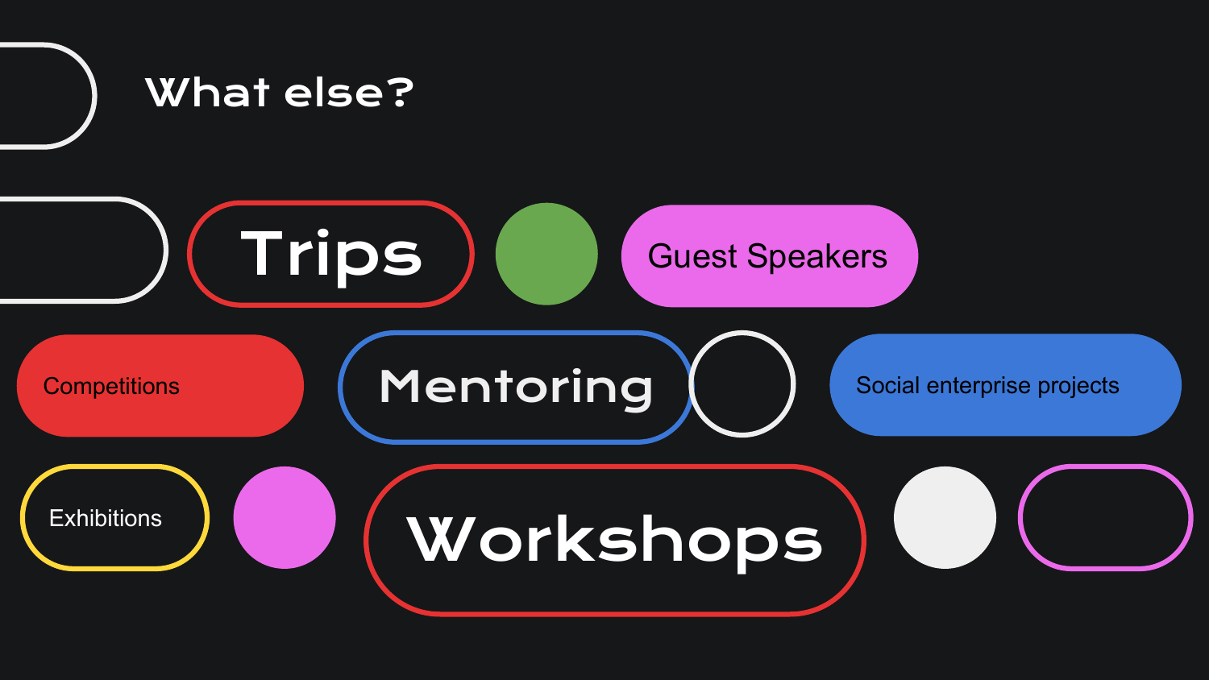# What else?

- Trips
- Guest Speakers
- Competitions
- Mentoring
- Social enterprise projects
- Exhibitions
- Workshops